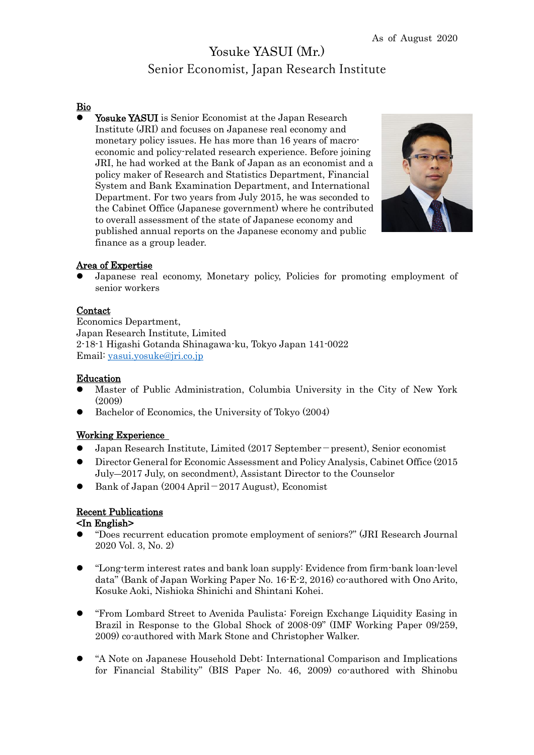As of August 2020

# Yosuke YASUI (Mr.)

## Senior Economist, Japan Research Institute

### Bio

- **Yosuke YASUI** is Senior Economist at the Japan Research Institute (JRI) and focuses on Japanese real economy and monetary policy issues. He has more than 16 years of macro-economic and policy-related research experience. Before joining JRI, he had worked at the Bank of Japan as an economist and a policy maker of Research and Statistics Department, Financial System and Bank Examination Department, and International Department. For two years from July 2015, he was seconded to the Cabinet Office (Japanese government) where he contributed to overall assessment of the state of Japanese economy and published annual reports on the Japanese economy and public finance as a group leader.

### Area of Expertise

- Japanese real economy, Monetary policy, Policies for promoting employment of senior workers

### Contact

Economics Department,
Japan Research Institute, Limited
2-18-1 Higashi Gotanda Shinagawa-ku, Tokyo Japan 141-0022
Email: yasui.yosuke@jri.co.jp

### Education

- Master of Public Administration, Columbia University in the City of New York (2009)
- Bachelor of Economics, the University of Tokyo (2004)

### Working Experience

- Japan Research Institute, Limited (2017 September－present), Senior economist
- Director General for Economic Assessment and Policy Analysis, Cabinet Office (2015 July—2017 July, on secondment), Assistant Director to the Counselor
- Bank of Japan (2004 April－2017 August), Economist

### Recent Publications

**<In English>**

- "Does recurrent education promote employment of seniors?" (JRI Research Journal 2020 Vol. 3, No. 2)

- "Long-term interest rates and bank loan supply: Evidence from firm-bank loan-level data" (Bank of Japan Working Paper No. 16-E-2, 2016) co-authored with Ono Arito, Kosuke Aoki, Nishioka Shinichi and Shintani Kohei.

- "From Lombard Street to Avenida Paulista: Foreign Exchange Liquidity Easing in Brazil in Response to the Global Shock of 2008-09" (IMF Working Paper 09/259, 2009) co-authored with Mark Stone and Christopher Walker.

- "A Note on Japanese Household Debt: International Comparison and Implications for Financial Stability" (BIS Paper No. 46, 2009) co-authored with Shinobu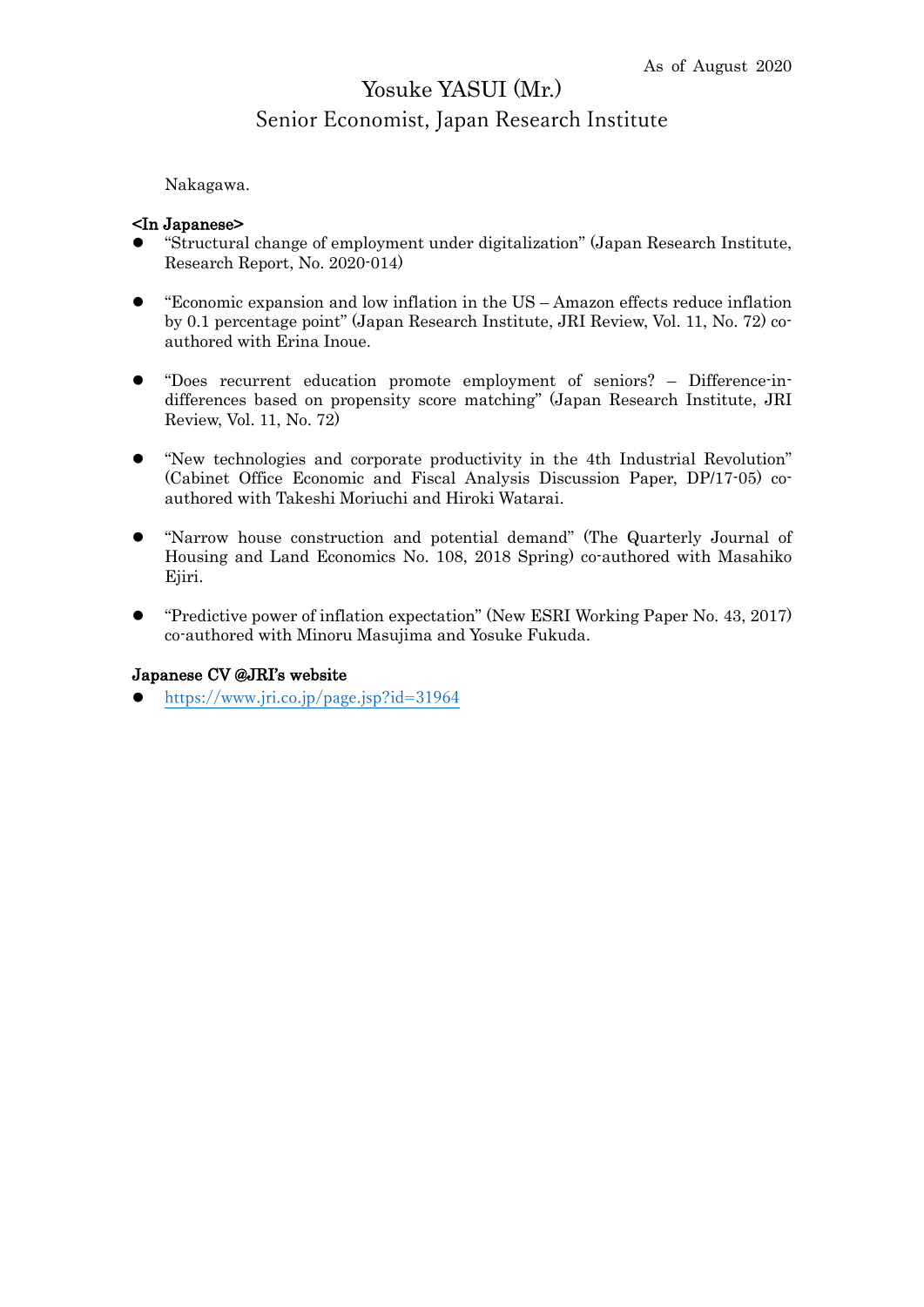As of August 2020

# Yosuke YASUI (Mr.)

## Senior Economist, Japan Research Institute

Nakagawa.

**<In Japanese>**

- "Structural change of employment under digitalization" (Japan Research Institute, Research Report, No. 2020-014)

- "Economic expansion and low inflation in the US – Amazon effects reduce inflation by 0.1 percentage point" (Japan Research Institute, JRI Review, Vol. 11, No. 72) co-authored with Erina Inoue.

- "Does recurrent education promote employment of seniors? – Difference-in-differences based on propensity score matching" (Japan Research Institute, JRI Review, Vol. 11, No. 72)

- "New technologies and corporate productivity in the 4th Industrial Revolution" (Cabinet Office Economic and Fiscal Analysis Discussion Paper, DP/17-05) co-authored with Takeshi Moriuchi and Hiroki Watarai.

- "Narrow house construction and potential demand" (The Quarterly Journal of Housing and Land Economics No. 108, 2018 Spring) co-authored with Masahiko Ejiri.

- "Predictive power of inflation expectation" (New ESRI Working Paper No. 43, 2017) co-authored with Minoru Masujima and Yosuke Fukuda.

**Japanese CV @JRI's website**

- https://www.jri.co.jp/page.jsp?id=31964